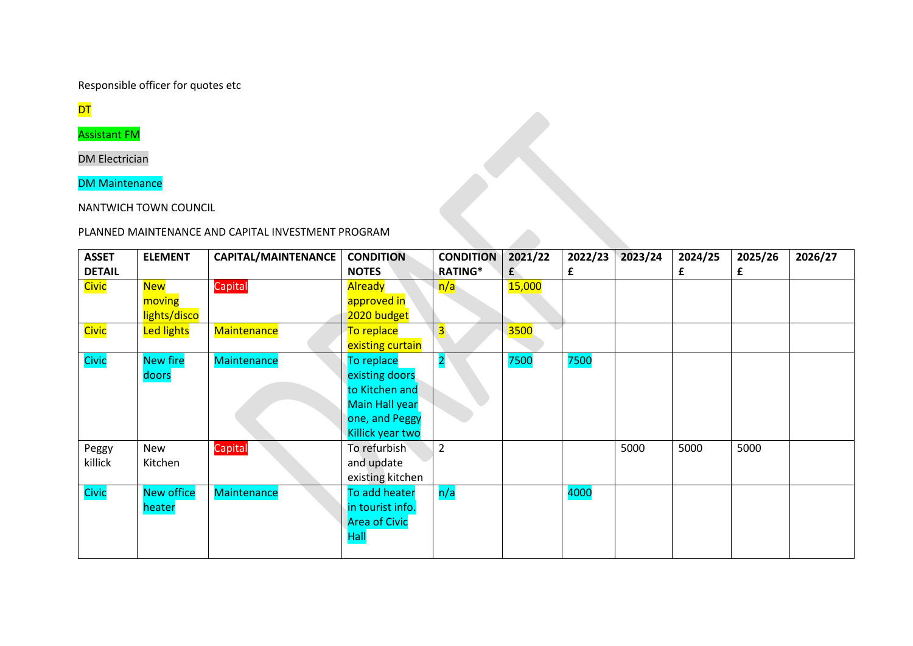Responsible officer for quotes etc

DT

Assistant FM

DM Electrician

DM Maintenance

NANTWICH TOWN COUNCIL

PLANNED MAINTENANCE AND CAPITAL INVESTMENT PROGRAM

| ASSET DETAIL | ELEMENT | CAPITAL/MAINTENANCE | CONDITION NOTES | CONDITION RATING* | 2021/22 £ | 2022/23 £ | 2023/24 | 2024/25 £ | 2025/26 £ | 2026/27 |
|---|---|---|---|---|---|---|---|---|---|---|
| Civic | New moving lights/disco | Capital | Already approved in 2020 budget | n/a | 15,000 | | | | | |
| Civic | Led lights | Maintenance | To replace existing curtain | 3 | 3500 | | | | | |
| Civic | New fire doors | Maintenance | To replace existing doors to Kitchen and Main Hall year one, and Peggy Killick year two | 2 | 7500 | 7500 | | | | |
| Peggy killick | New Kitchen | Capital | To refurbish and update existing kitchen | 2 | | | 5000 | 5000 | 5000 | |
| Civic | New office heater | Maintenance | To add heater in tourist info. Area of Civic Hall | n/a | | 4000 | | | | |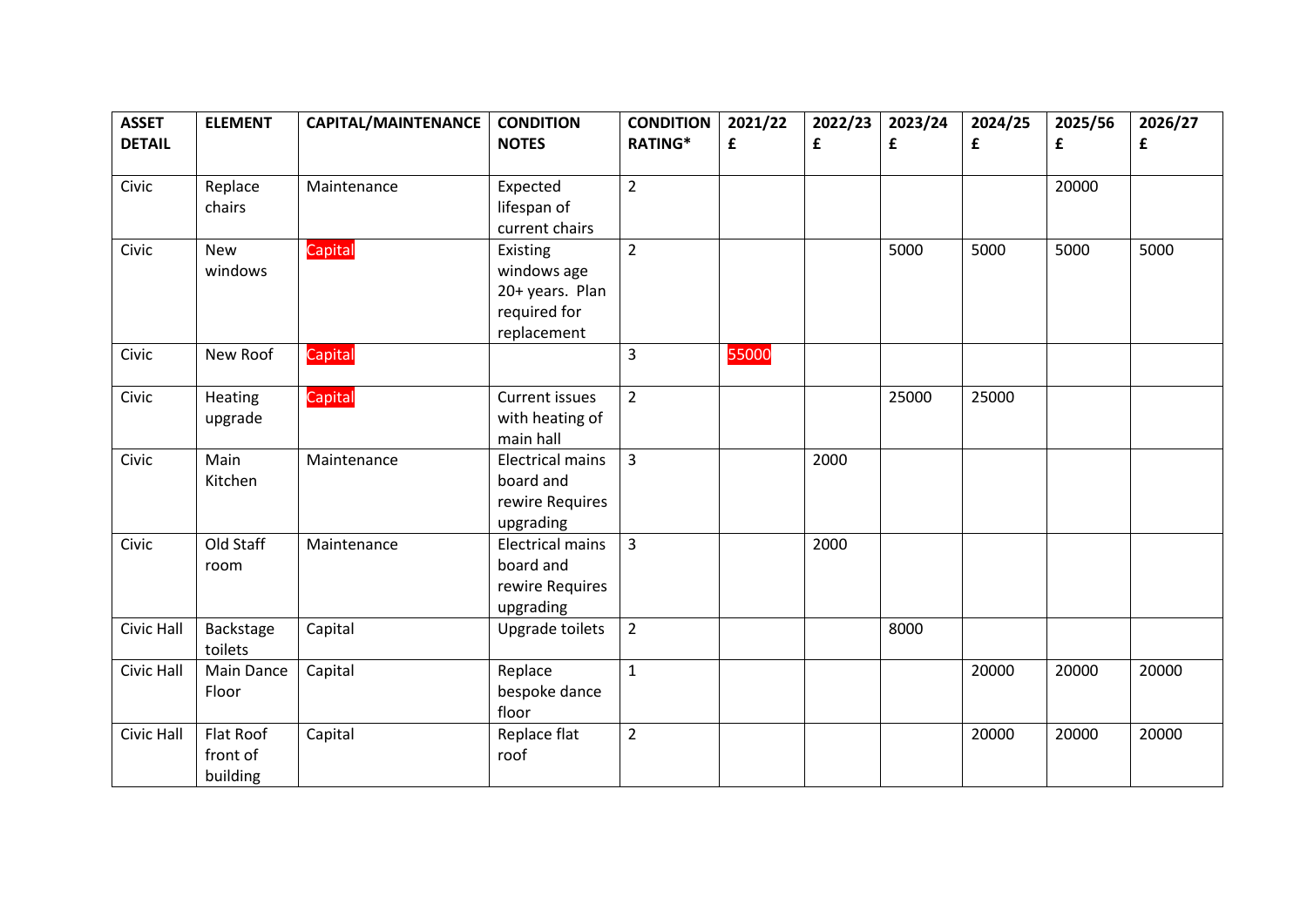| ASSET DETAIL | ELEMENT | CAPITAL/MAINTENANCE | CONDITION NOTES | CONDITION RATING* | 2021/22 £ | 2022/23 £ | 2023/24 £ | 2024/25 £ | 2025/56 £ | 2026/27 £ |
|---|---|---|---|---|---|---|---|---|---|---|
| Civic | Replace chairs | Maintenance | Expected lifespan of current chairs | 2 | | | | | 20000 | |
| Civic | New windows | Capital | Existing windows age 20+ years. Plan required for replacement | 2 | | | 5000 | 5000 | 5000 | 5000 |
| Civic | New Roof | Capital | | 3 | 55000 | | | | | |
| Civic | Heating upgrade | Capital | Current issues with heating of main hall | 2 | | | 25000 | 25000 | | |
| Civic | Main Kitchen | Maintenance | Electrical mains board and rewire Requires upgrading | 3 | | 2000 | | | | |
| Civic | Old Staff room | Maintenance | Electrical mains board and rewire Requires upgrading | 3 | | 2000 | | | | |
| Civic Hall | Backstage toilets | Capital | Upgrade toilets | 2 | | | 8000 | | | |
| Civic Hall | Main Dance Floor | Capital | Replace bespoke dance floor | 1 | | | | 20000 | 20000 | 20000 |
| Civic Hall | Flat Roof front of building | Capital | Replace flat roof | 2 | | | | 20000 | 20000 | 20000 |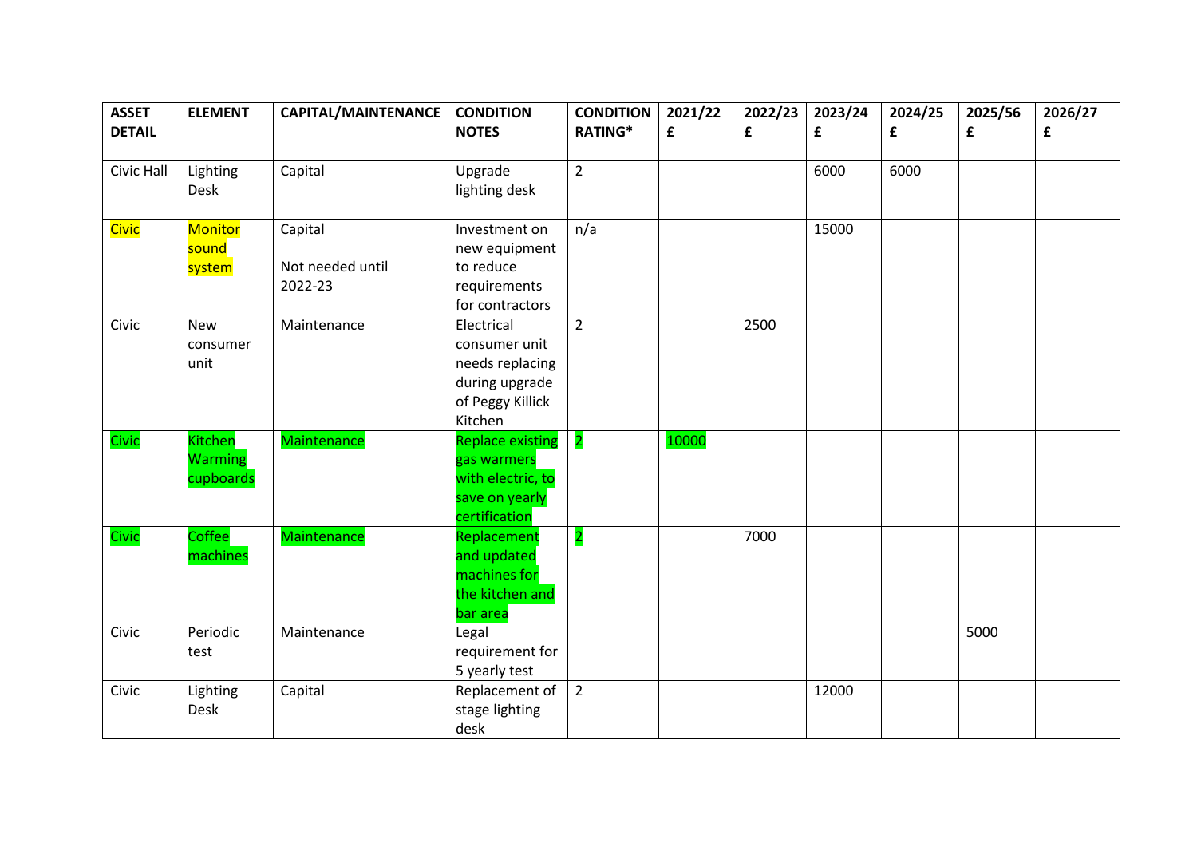| ASSET DETAIL | ELEMENT | CAPITAL/MAINTENANCE | CONDITION NOTES | CONDITION RATING* | 2021/22 £ | 2022/23 £ | 2023/24 £ | 2024/25 £ | 2025/56 £ | 2026/27 £ |
|---|---|---|---|---|---|---|---|---|---|---|
| Civic Hall | Lighting Desk | Capital | Upgrade lighting desk | 2 | | | 6000 | 6000 | | |
| Civic | Monitor sound system | Capital<br><br>Not needed until 2022-23 | Investment on new equipment to reduce requirements for contractors | n/a | | | 15000 | | | |
| Civic | New consumer unit | Maintenance | Electrical consumer unit needs replacing during upgrade of Peggy Killick Kitchen | 2 | | 2500 | | | | |
| Civic | Kitchen Warming cupboards | Maintenance | Replace existing gas warmers with electric, to save on yearly certification | 2 | 10000 | | | | | |
| Civic | Coffee machines | Maintenance | Replacement and updated machines for the kitchen and bar area | 2 | | 7000 | | | | |
| Civic | Periodic test | Maintenance | Legal requirement for 5 yearly test | | | | | | 5000 | |
| Civic | Lighting Desk | Capital | Replacement of stage lighting desk | 2 | | | 12000 | | | |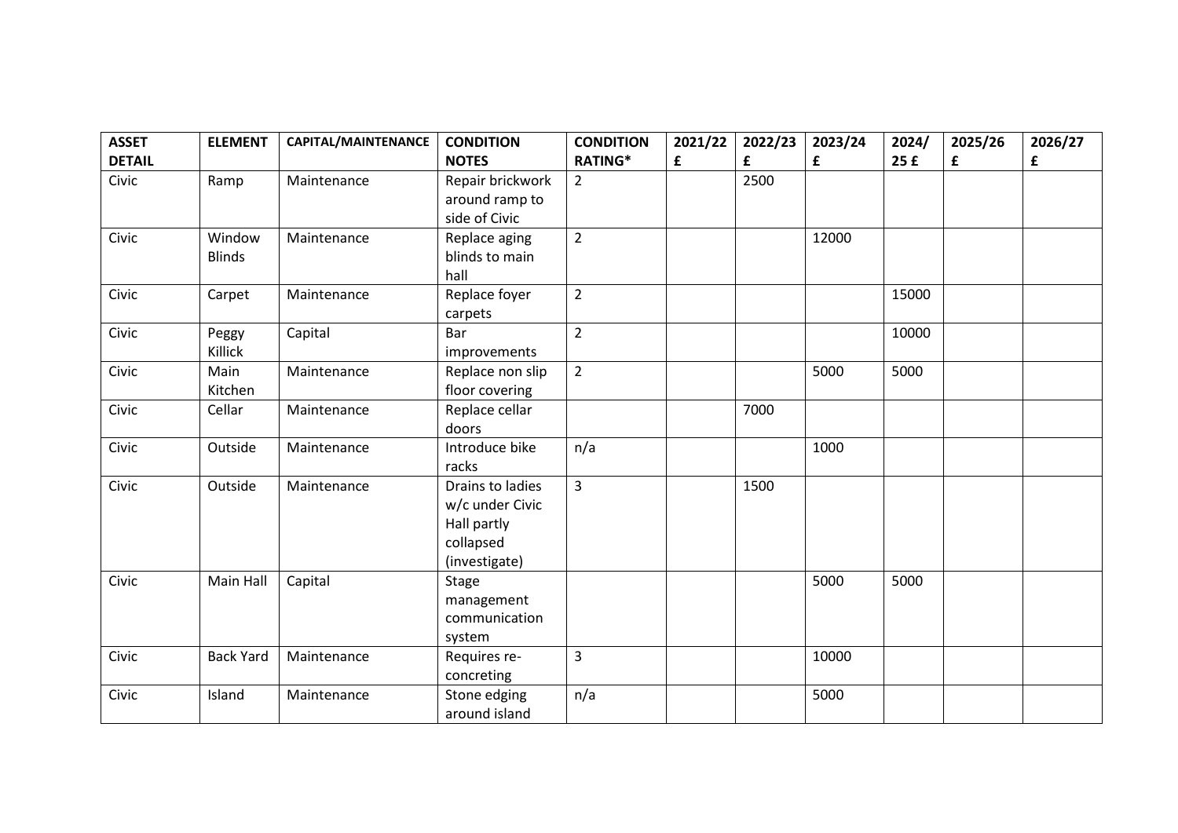| ASSET DETAIL | ELEMENT | CAPITAL/MAINTENANCE | CONDITION NOTES | CONDITION RATING* | 2021/22 £ | 2022/23 £ | 2023/24 £ | 2024/ 25 £ | 2025/26 £ | 2026/27 £ |
|---|---|---|---|---|---|---|---|---|---|---|
| Civic | Ramp | Maintenance | Repair brickwork around ramp to side of Civic | 2 | | 2500 | | | | |
| Civic | Window Blinds | Maintenance | Replace aging blinds to main hall | 2 | | | 12000 | | | |
| Civic | Carpet | Maintenance | Replace foyer carpets | 2 | | | | 15000 | | |
| Civic | Peggy Killick | Capital | Bar improvements | 2 | | | | 10000 | | |
| Civic | Main Kitchen | Maintenance | Replace non slip floor covering | 2 | | | 5000 | 5000 | | |
| Civic | Cellar | Maintenance | Replace cellar doors | | | 7000 | | | | |
| Civic | Outside | Maintenance | Introduce bike racks | n/a | | | 1000 | | | |
| Civic | Outside | Maintenance | Drains to ladies w/c under Civic Hall partly collapsed (investigate) | 3 | | 1500 | | | | |
| Civic | Main Hall | Capital | Stage management communication system | | | | 5000 | 5000 | | |
| Civic | Back Yard | Maintenance | Requires re-concreting | 3 | | | 10000 | | | |
| Civic | Island | Maintenance | Stone edging around island | n/a | | | 5000 | | | |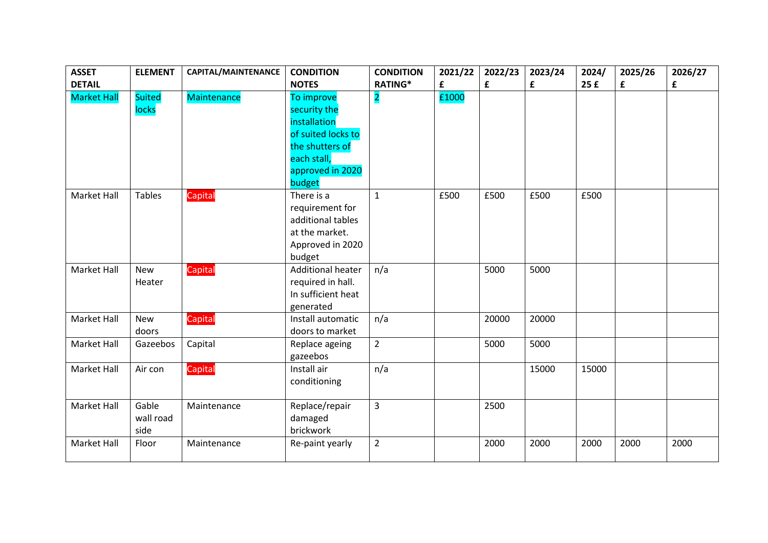| ASSET DETAIL | ELEMENT | CAPITAL/MAINTENANCE | CONDITION NOTES | CONDITION RATING* | 2021/22 £ | 2022/23 £ | 2023/24 £ | 2024/ 25 £ | 2025/26 £ | 2026/27 £ |
|---|---|---|---|---|---|---|---|---|---|---|
| Market Hall | Suited locks | Maintenance | To improve security the installation of suited locks to the shutters of each stall, approved in 2020 budget | 2 | £1000 | | | | | |
| Market Hall | Tables | Capital | There is a requirement for additional tables at the market. Approved in 2020 budget | 1 | £500 | £500 | £500 | £500 | | |
| Market Hall | New Heater | Capital | Additional heater required in hall. In sufficient heat generated | n/a | | 5000 | 5000 | | | |
| Market Hall | New doors | Capital | Install automatic doors to market | n/a | | 20000 | 20000 | | | |
| Market Hall | Gazeebos | Capital | Replace ageing gazeebos | 2 | | 5000 | 5000 | | | |
| Market Hall | Air con | Capital | Install air conditioning | n/a | | | 15000 | 15000 | | |
| Market Hall | Gable wall road side | Maintenance | Replace/repair damaged brickwork | 3 | | 2500 | | | | |
| Market Hall | Floor | Maintenance | Re-paint yearly | 2 | | 2000 | 2000 | 2000 | 2000 | 2000 |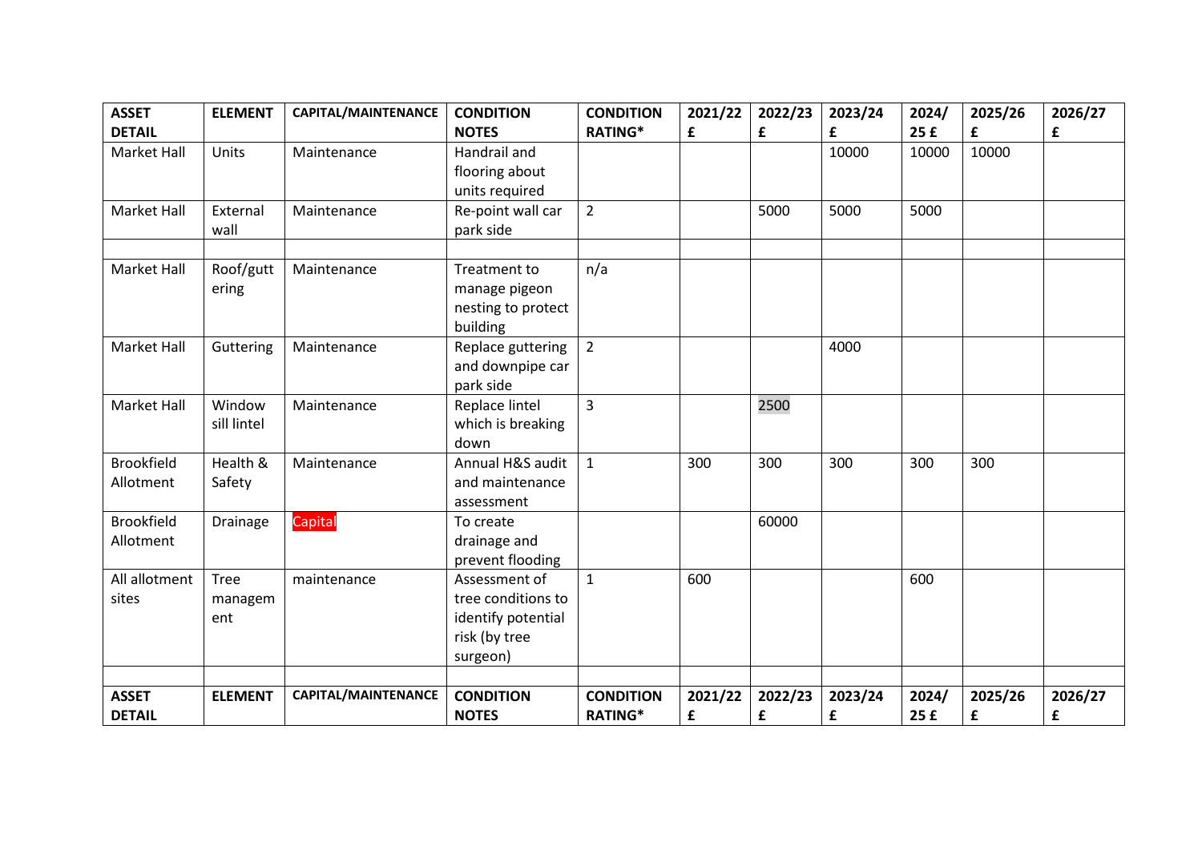| ASSET DETAIL | ELEMENT | CAPITAL/MAINTENANCE | CONDITION NOTES | CONDITION RATING* | 2021/22 £ | 2022/23 £ | 2023/24 £ | 2024/25 £ | 2025/26 £ | 2026/27 £ |
|---|---|---|---|---|---|---|---|---|---|---|
| Market Hall | Units | Maintenance | Handrail and flooring about units required | | | | 10000 | 10000 | 10000 | |
| Market Hall | External wall | Maintenance | Re-point wall car park side | 2 | | 5000 | 5000 | 5000 | | |
| | | | | | | | | | | |
| Market Hall | Roof/guttering | Maintenance | Treatment to manage pigeon nesting to protect building | n/a | | | | | | |
| Market Hall | Guttering | Maintenance | Replace guttering and downpipe car park side | 2 | | | 4000 | | | |
| Market Hall | Window sill lintel | Maintenance | Replace lintel which is breaking down | 3 | | 2500 | | | | |
| Brookfield Allotment | Health & Safety | Maintenance | Annual H&S audit and maintenance assessment | 1 | 300 | 300 | 300 | 300 | 300 | |
| Brookfield Allotment | Drainage | Capital | To create drainage and prevent flooding | | | 60000 | | | | |
| All allotment sites | Tree management | maintenance | Assessment of tree conditions to identify potential risk (by tree surgeon) | 1 | 600 | | | 600 | | |
| | | | | | | | | | | |
| ASSET DETAIL | ELEMENT | CAPITAL/MAINTENANCE | CONDITION NOTES | CONDITION RATING* | 2021/22 £ | 2022/23 £ | 2023/24 £ | 2024/25 £ | 2025/26 £ | 2026/27 £ |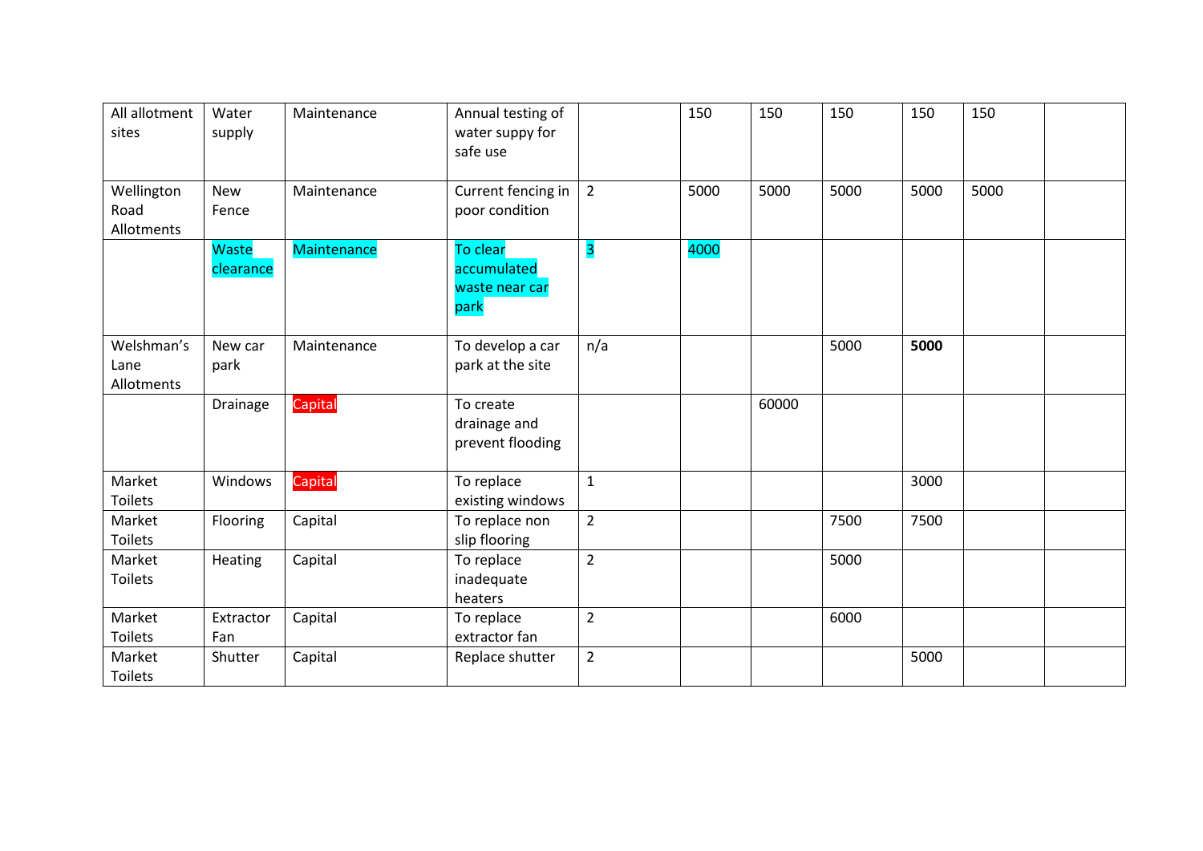| | | | | | | | | | | |
|---|---|---|---|---|---|---|---|---|---|---|
| All allotment sites | Water supply | Maintenance | Annual testing of water suppy for safe use | | 150 | 150 | 150 | 150 | 150 | |
| Wellington Road Allotments | New Fence | Maintenance | Current fencing in poor condition | 2 | 5000 | 5000 | 5000 | 5000 | 5000 | |
| | Waste clearance | Maintenance | To clear accumulated waste near car park | 3 | 4000 | | | | | |
| Welshman's Lane Allotments | New car park | Maintenance | To develop a car park at the site | n/a | | | 5000 | **5000** | | |
| | Drainage | Capital | To create drainage and prevent flooding | | | 60000 | | | | |
| Market Toilets | Windows | Capital | To replace existing windows | 1 | | | | 3000 | | |
| Market Toilets | Flooring | Capital | To replace non slip flooring | 2 | | | 7500 | 7500 | | |
| Market Toilets | Heating | Capital | To replace inadequate heaters | 2 | | | 5000 | | | |
| Market Toilets | Extractor Fan | Capital | To replace extractor fan | 2 | | | 6000 | | | |
| Market Toilets | Shutter | Capital | Replace shutter | 2 | | | | 5000 | | |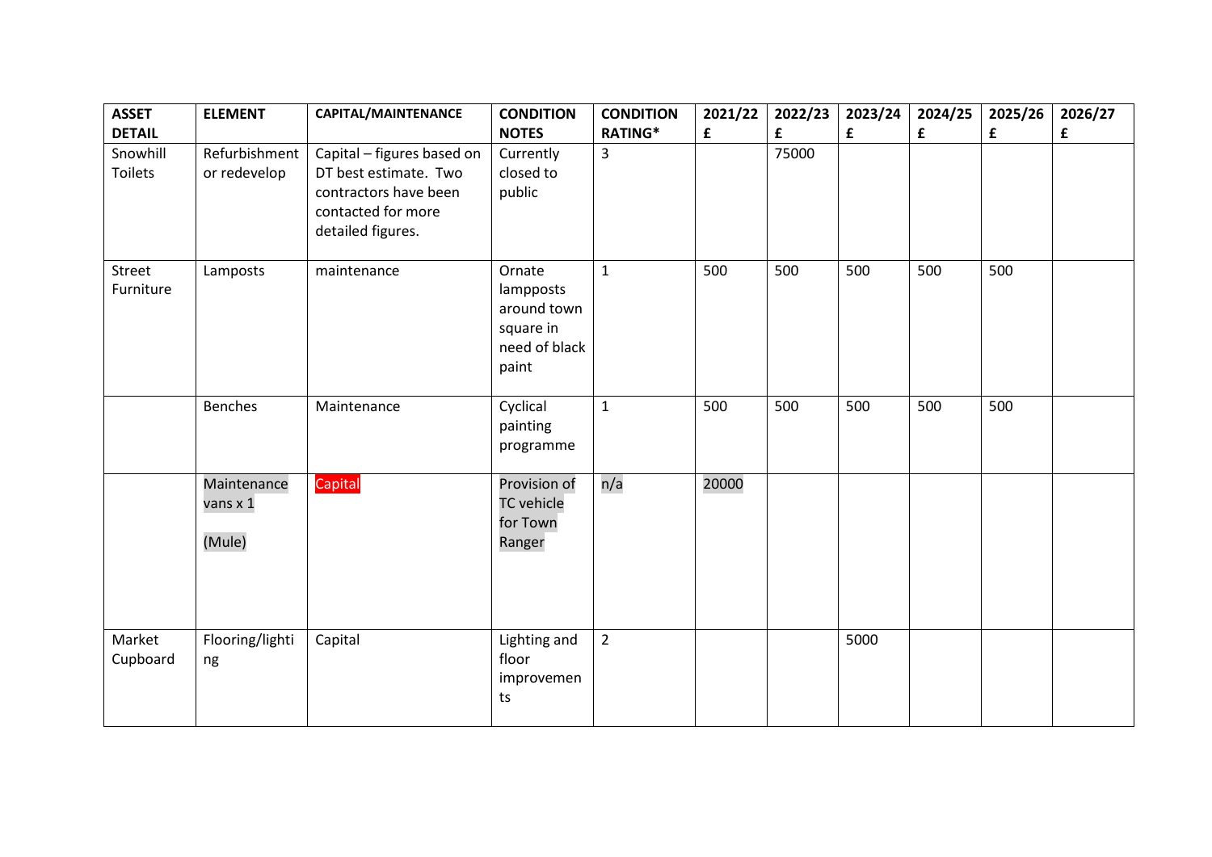| ASSET DETAIL | ELEMENT | CAPITAL/MAINTENANCE | CONDITION NOTES | CONDITION RATING* | 2021/22 £ | 2022/23 £ | 2023/24 £ | 2024/25 £ | 2025/26 £ | 2026/27 £ |
|---|---|---|---|---|---|---|---|---|---|---|
| Snowhill Toilets | Refurbishment or redevelop | Capital – figures based on DT best estimate. Two contractors have been contacted for more detailed figures. | Currently closed to public | 3 | | 75000 | | | | |
| Street Furniture | Lamposts | maintenance | Ornate lampposts around town square in need of black paint | 1 | 500 | 500 | 500 | 500 | 500 | |
| | Benches | Maintenance | Cyclical painting programme | 1 | 500 | 500 | 500 | 500 | 500 | |
| | Maintenance vans x 1 (Mule) | Capital | Provision of TC vehicle for Town Ranger | n/a | 20000 | | | | | |
| Market Cupboard | Flooring/lighting | Capital | Lighting and floor improvements | 2 | | | 5000 | | | |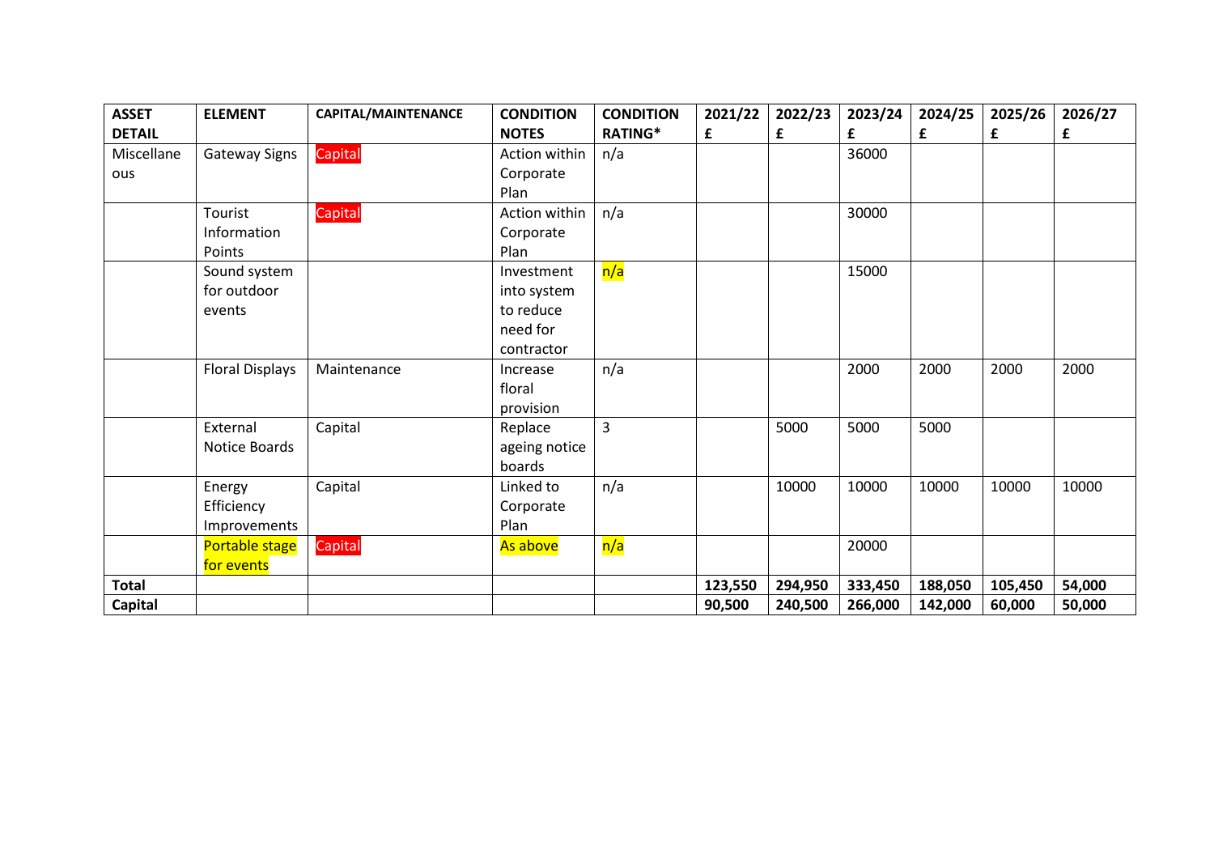| ASSET DETAIL | ELEMENT | CAPITAL/MAINTENANCE | CONDITION NOTES | CONDITION RATING* | 2021/22 £ | 2022/23 £ | 2023/24 £ | 2024/25 £ | 2025/26 £ | 2026/27 £ |
|---|---|---|---|---|---|---|---|---|---|---|
| Miscellaneous | Gateway Signs | Capital | Action within Corporate Plan | n/a | | | 36000 | | | |
| | Tourist Information Points | Capital | Action within Corporate Plan | n/a | | | 30000 | | | |
| | Sound system for outdoor events | | Investment into system to reduce need for contractor | n/a | | | 15000 | | | |
| | Floral Displays | Maintenance | Increase floral provision | n/a | | | 2000 | 2000 | 2000 | 2000 |
| | External Notice Boards | Capital | Replace ageing notice boards | 3 | | 5000 | 5000 | 5000 | | |
| | Energy Efficiency Improvements | Capital | Linked to Corporate Plan | n/a | | 10000 | 10000 | 10000 | 10000 | 10000 |
| | Portable stage for events | Capital | As above | n/a | | | 20000 | | | |
| **Total** | | | | | **123,550** | **294,950** | **333,450** | **188,050** | **105,450** | **54,000** |
| **Capital** | | | | | **90,500** | **240,500** | **266,000** | **142,000** | **60,000** | **50,000** |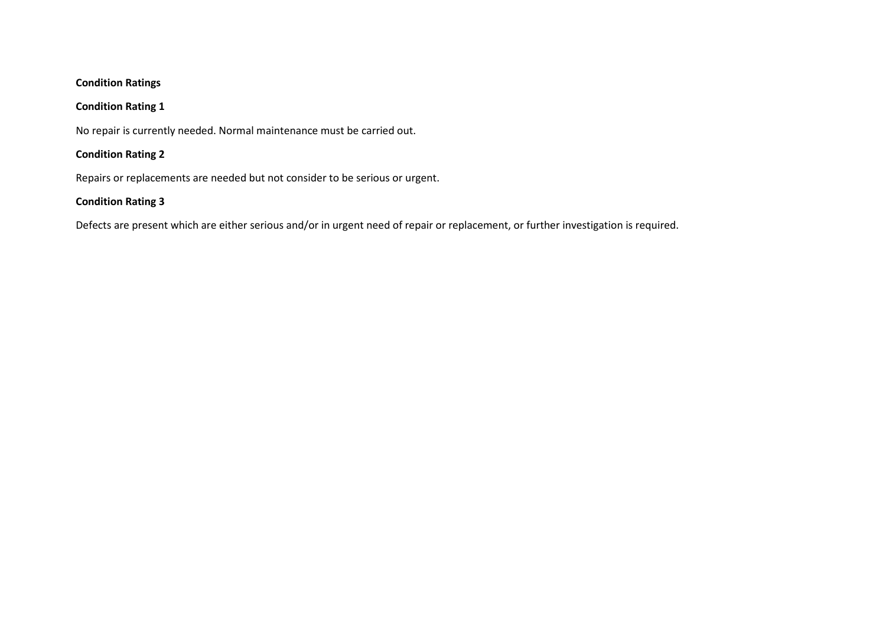**Condition Ratings**

**Condition Rating 1**

No repair is currently needed. Normal maintenance must be carried out.

**Condition Rating 2**

Repairs or replacements are needed but not consider to be serious or urgent.

**Condition Rating 3**

Defects are present which are either serious and/or in urgent need of repair or replacement, or further investigation is required.